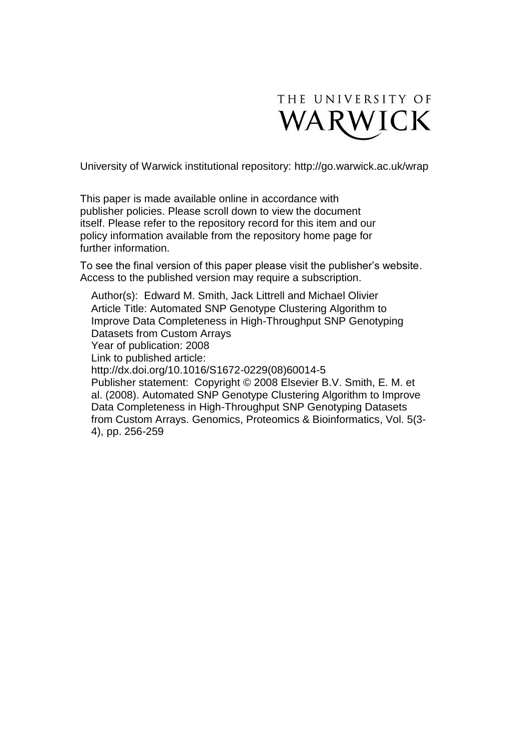THE UNIVERSITY OF WARWICK

University of Warwick institutional repository: http://go.warwick.ac.uk/wrap

This paper is made available online in accordance with publisher policies. Please scroll down to view the document itself. Please refer to the repository record for this item and our policy information available from the repository home page for further information.

To see the final version of this paper please visit the publisher's website. Access to the published version may require a subscription.

Author(s): Edward M. Smith, Jack Littrell and Michael Olivier
Article Title: Automated SNP Genotype Clustering Algorithm to Improve Data Completeness in High-Throughput SNP Genotyping Datasets from Custom Arrays
Year of publication: 2008
Link to published article:
http://dx.doi.org/10.1016/S1672-0229(08)60014-5
Publisher statement: Copyright © 2008 Elsevier B.V. Smith, E. M. et al. (2008). Automated SNP Genotype Clustering Algorithm to Improve Data Completeness in High-Throughput SNP Genotyping Datasets from Custom Arrays. Genomics, Proteomics & Bioinformatics, Vol. 5(3-4), pp. 256-259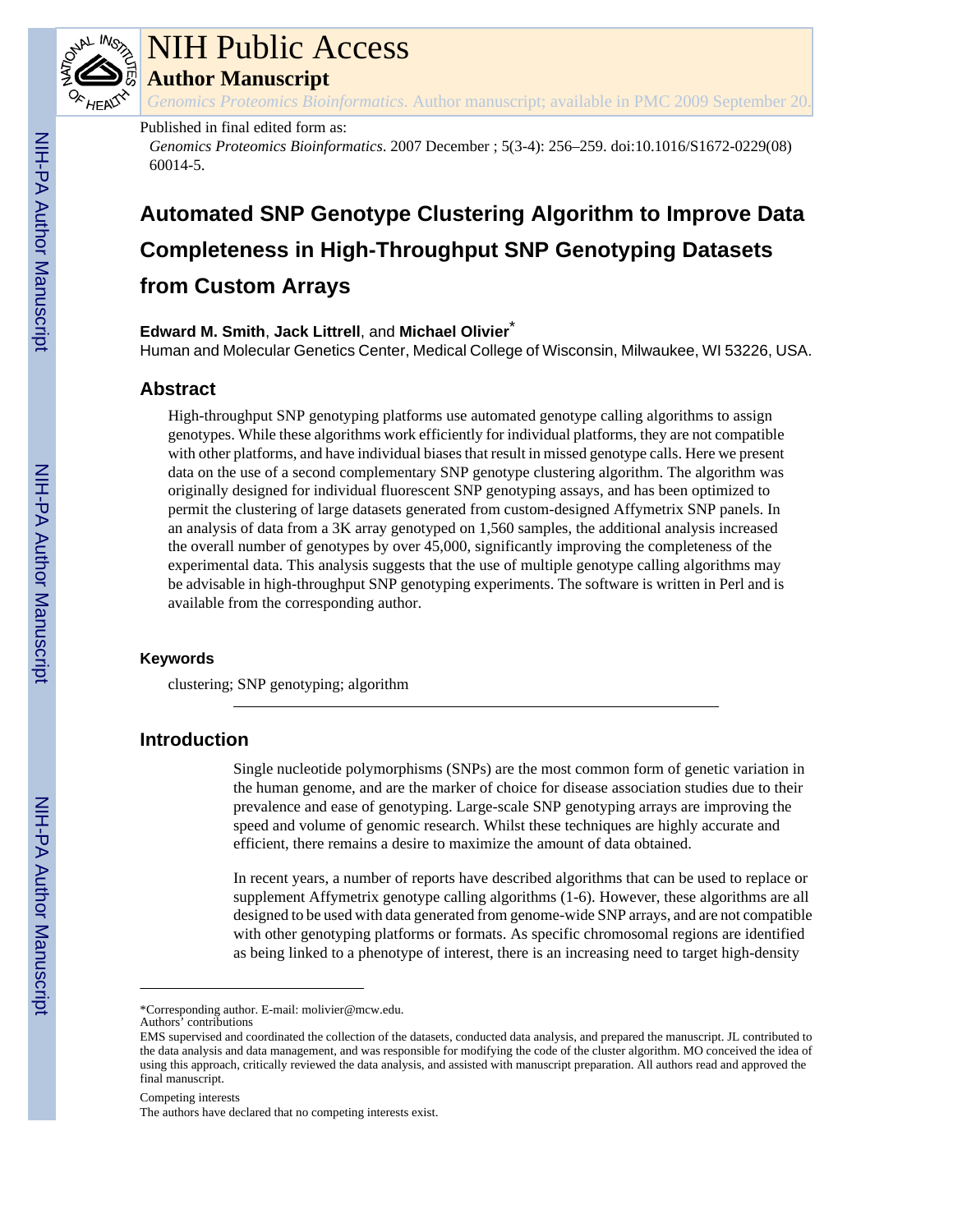# NIH Public Access

## Author Manuscript

*Genomics Proteomics Bioinformatics*. Author manuscript; available in PMC 2009 September 20.

Published in final edited form as:

*Genomics Proteomics Bioinformatics*. 2007 December ; 5(3-4): 256–259. doi:10.1016/S1672-0229(08) 60014-5.

# Automated SNP Genotype Clustering Algorithm to Improve Data Completeness in High-Throughput SNP Genotyping Datasets from Custom Arrays

**Edward M. Smith**, **Jack Littrell**, and **Michael Olivier***

Human and Molecular Genetics Center, Medical College of Wisconsin, Milwaukee, WI 53226, USA.

## Abstract

High-throughput SNP genotyping platforms use automated genotype calling algorithms to assign genotypes. While these algorithms work efficiently for individual platforms, they are not compatible with other platforms, and have individual biases that result in missed genotype calls. Here we present data on the use of a second complementary SNP genotype clustering algorithm. The algorithm was originally designed for individual fluorescent SNP genotyping assays, and has been optimized to permit the clustering of large datasets generated from custom-designed Affymetrix SNP panels. In an analysis of data from a 3K array genotyped on 1,560 samples, the additional analysis increased the overall number of genotypes by over 45,000, significantly improving the completeness of the experimental data. This analysis suggests that the use of multiple genotype calling algorithms may be advisable in high-throughput SNP genotyping experiments. The software is written in Perl and is available from the corresponding author.

### Keywords

clustering; SNP genotyping; algorithm

## Introduction

Single nucleotide polymorphisms (SNPs) are the most common form of genetic variation in the human genome, and are the marker of choice for disease association studies due to their prevalence and ease of genotyping. Large-scale SNP genotyping arrays are improving the speed and volume of genomic research. Whilst these techniques are highly accurate and efficient, there remains a desire to maximize the amount of data obtained.

In recent years, a number of reports have described algorithms that can be used to replace or supplement Affymetrix genotype calling algorithms (1-6). However, these algorithms are all designed to be used with data generated from genome-wide SNP arrays, and are not compatible with other genotyping platforms or formats. As specific chromosomal regions are identified as being linked to a phenotype of interest, there is an increasing need to target high-density

---

*Corresponding author. E-mail: molivier@mcw.edu.

Authors' contributions

EMS supervised and coordinated the collection of the datasets, conducted data analysis, and prepared the manuscript. JL contributed to the data analysis and data management, and was responsible for modifying the code of the cluster algorithm. MO conceived the idea of using this approach, critically reviewed the data analysis, and assisted with manuscript preparation. All authors read and approved the final manuscript.

Competing interests

The authors have declared that no competing interests exist.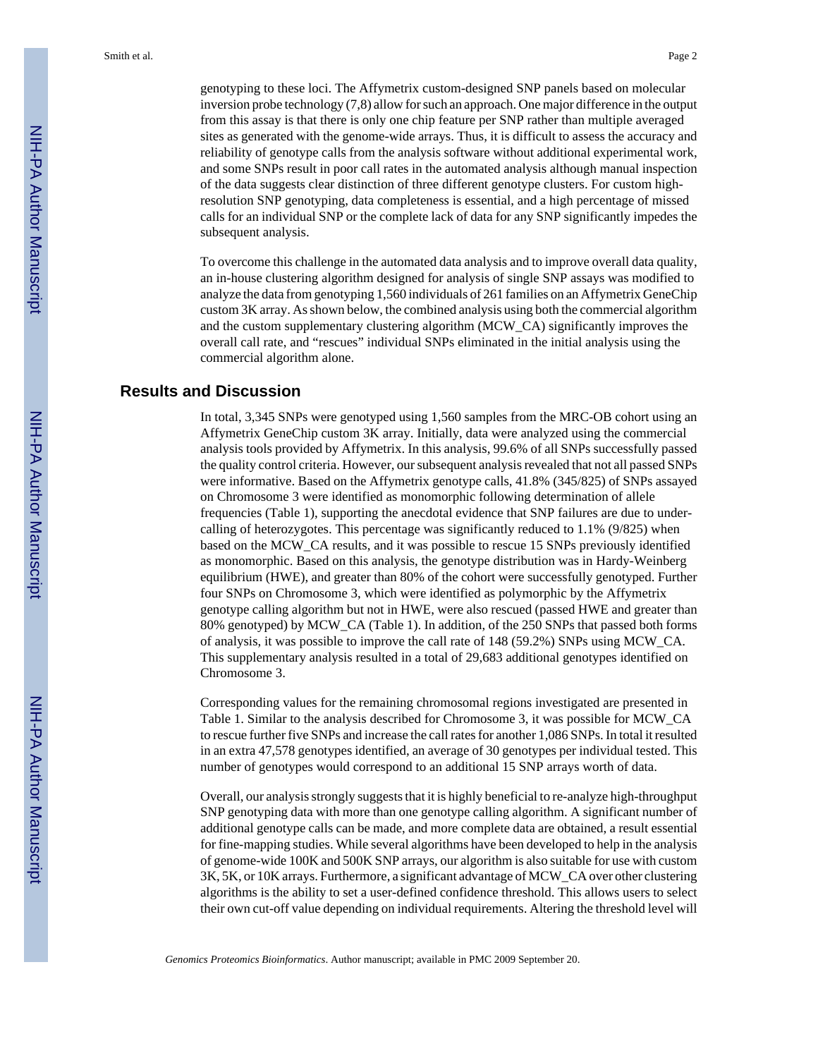genotyping to these loci. The Affymetrix custom-designed SNP panels based on molecular inversion probe technology (7,8) allow for such an approach. One major difference in the output from this assay is that there is only one chip feature per SNP rather than multiple averaged sites as generated with the genome-wide arrays. Thus, it is difficult to assess the accuracy and reliability of genotype calls from the analysis software without additional experimental work, and some SNPs result in poor call rates in the automated analysis although manual inspection of the data suggests clear distinction of three different genotype clusters. For custom high-resolution SNP genotyping, data completeness is essential, and a high percentage of missed calls for an individual SNP or the complete lack of data for any SNP significantly impedes the subsequent analysis.

To overcome this challenge in the automated data analysis and to improve overall data quality, an in-house clustering algorithm designed for analysis of single SNP assays was modified to analyze the data from genotyping 1,560 individuals of 261 families on an Affymetrix GeneChip custom 3K array. As shown below, the combined analysis using both the commercial algorithm and the custom supplementary clustering algorithm (MCW_CA) significantly improves the overall call rate, and "rescues" individual SNPs eliminated in the initial analysis using the commercial algorithm alone.

## Results and Discussion

In total, 3,345 SNPs were genotyped using 1,560 samples from the MRC-OB cohort using an Affymetrix GeneChip custom 3K array. Initially, data were analyzed using the commercial analysis tools provided by Affymetrix. In this analysis, 99.6% of all SNPs successfully passed the quality control criteria. However, our subsequent analysis revealed that not all passed SNPs were informative. Based on the Affymetrix genotype calls, 41.8% (345/825) of SNPs assayed on Chromosome 3 were identified as monomorphic following determination of allele frequencies (Table 1), supporting the anecdotal evidence that SNP failures are due to under-calling of heterozygotes. This percentage was significantly reduced to 1.1% (9/825) when based on the MCW_CA results, and it was possible to rescue 15 SNPs previously identified as monomorphic. Based on this analysis, the genotype distribution was in Hardy-Weinberg equilibrium (HWE), and greater than 80% of the cohort were successfully genotyped. Further four SNPs on Chromosome 3, which were identified as polymorphic by the Affymetrix genotype calling algorithm but not in HWE, were also rescued (passed HWE and greater than 80% genotyped) by MCW_CA (Table 1). In addition, of the 250 SNPs that passed both forms of analysis, it was possible to improve the call rate of 148 (59.2%) SNPs using MCW_CA. This supplementary analysis resulted in a total of 29,683 additional genotypes identified on Chromosome 3.

Corresponding values for the remaining chromosomal regions investigated are presented in Table 1. Similar to the analysis described for Chromosome 3, it was possible for MCW_CA to rescue further five SNPs and increase the call rates for another 1,086 SNPs. In total it resulted in an extra 47,578 genotypes identified, an average of 30 genotypes per individual tested. This number of genotypes would correspond to an additional 15 SNP arrays worth of data.

Overall, our analysis strongly suggests that it is highly beneficial to re-analyze high-throughput SNP genotyping data with more than one genotype calling algorithm. A significant number of additional genotype calls can be made, and more complete data are obtained, a result essential for fine-mapping studies. While several algorithms have been developed to help in the analysis of genome-wide 100K and 500K SNP arrays, our algorithm is also suitable for use with custom 3K, 5K, or 10K arrays. Furthermore, a significant advantage of MCW_CA over other clustering algorithms is the ability to set a user-defined confidence threshold. This allows users to select their own cut-off value depending on individual requirements. Altering the threshold level will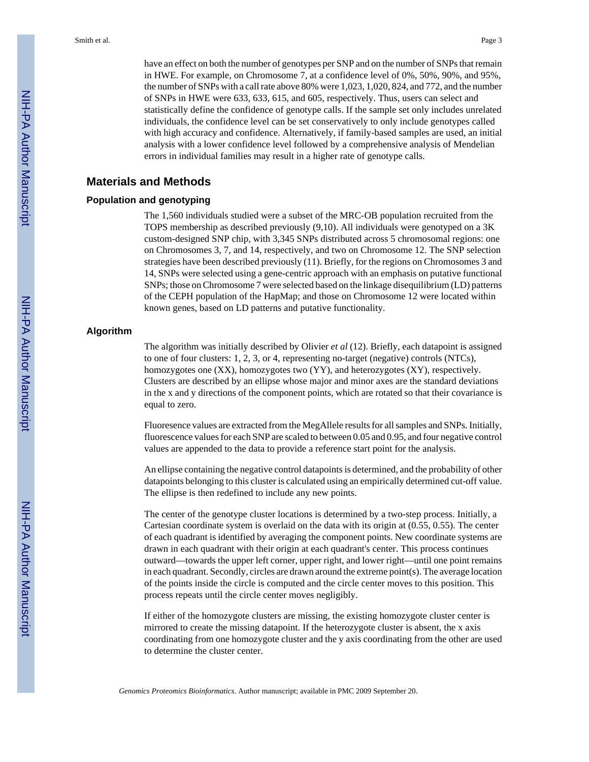have an effect on both the number of genotypes per SNP and on the number of SNPs that remain in HWE. For example, on Chromosome 7, at a confidence level of 0%, 50%, 90%, and 95%, the number of SNPs with a call rate above 80% were 1,023, 1,020, 824, and 772, and the number of SNPs in HWE were 633, 633, 615, and 605, respectively. Thus, users can select and statistically define the confidence of genotype calls. If the sample set only includes unrelated individuals, the confidence level can be set conservatively to only include genotypes called with high accuracy and confidence. Alternatively, if family-based samples are used, an initial analysis with a lower confidence level followed by a comprehensive analysis of Mendelian errors in individual families may result in a higher rate of genotype calls.

## Materials and Methods

### Population and genotyping

The 1,560 individuals studied were a subset of the MRC-OB population recruited from the TOPS membership as described previously (9,10). All individuals were genotyped on a 3K custom-designed SNP chip, with 3,345 SNPs distributed across 5 chromosomal regions: one on Chromosomes 3, 7, and 14, respectively, and two on Chromosome 12. The SNP selection strategies have been described previously (11). Briefly, for the regions on Chromosomes 3 and 14, SNPs were selected using a gene-centric approach with an emphasis on putative functional SNPs; those on Chromosome 7 were selected based on the linkage disequilibrium (LD) patterns of the CEPH population of the HapMap; and those on Chromosome 12 were located within known genes, based on LD patterns and putative functionality.

### Algorithm

The algorithm was initially described by Olivier *et al* (12). Briefly, each datapoint is assigned to one of four clusters: 1, 2, 3, or 4, representing no-target (negative) controls (NTCs), homozygotes one (XX), homozygotes two (YY), and heterozygotes (XY), respectively. Clusters are described by an ellipse whose major and minor axes are the standard deviations in the x and y directions of the component points, which are rotated so that their covariance is equal to zero.

Fluoresence values are extracted from the MegAllele results for all samples and SNPs. Initially, fluorescence values for each SNP are scaled to between 0.05 and 0.95, and four negative control values are appended to the data to provide a reference start point for the analysis.

An ellipse containing the negative control datapoints is determined, and the probability of other datapoints belonging to this cluster is calculated using an empirically determined cut-off value. The ellipse is then redefined to include any new points.

The center of the genotype cluster locations is determined by a two-step process. Initially, a Cartesian coordinate system is overlaid on the data with its origin at (0.55, 0.55). The center of each quadrant is identified by averaging the component points. New coordinate systems are drawn in each quadrant with their origin at each quadrant's center. This process continues outward—towards the upper left corner, upper right, and lower right—until one point remains in each quadrant. Secondly, circles are drawn around the extreme point(s). The average location of the points inside the circle is computed and the circle center moves to this position. This process repeats until the circle center moves negligibly.

If either of the homozygote clusters are missing, the existing homozygote cluster center is mirrored to create the missing datapoint. If the heterozygote cluster is absent, the x axis coordinating from one homozygote cluster and the y axis coordinating from the other are used to determine the cluster center.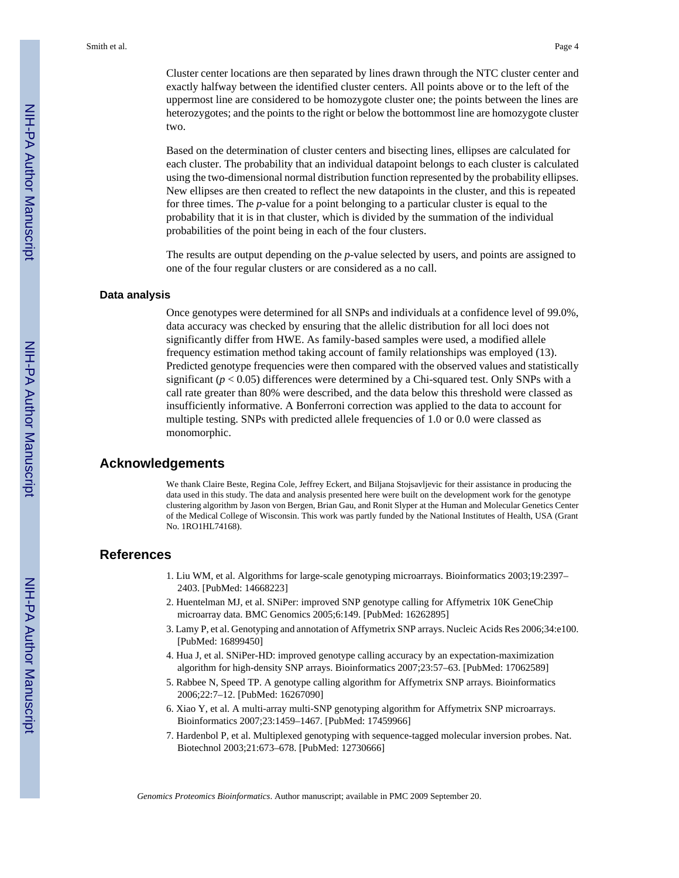Cluster center locations are then separated by lines drawn through the NTC cluster center and exactly halfway between the identified cluster centers. All points above or to the left of the uppermost line are considered to be homozygote cluster one; the points between the lines are heterozygotes; and the points to the right or below the bottommost line are homozygote cluster two.

Based on the determination of cluster centers and bisecting lines, ellipses are calculated for each cluster. The probability that an individual datapoint belongs to each cluster is calculated using the two-dimensional normal distribution function represented by the probability ellipses. New ellipses are then created to reflect the new datapoints in the cluster, and this is repeated for three times. The *p*-value for a point belonging to a particular cluster is equal to the probability that it is in that cluster, which is divided by the summation of the individual probabilities of the point being in each of the four clusters.

The results are output depending on the *p*-value selected by users, and points are assigned to one of the four regular clusters or are considered as a no call.

### Data analysis

Once genotypes were determined for all SNPs and individuals at a confidence level of 99.0%, data accuracy was checked by ensuring that the allelic distribution for all loci does not significantly differ from HWE. As family-based samples were used, a modified allele frequency estimation method taking account of family relationships was employed (13). Predicted genotype frequencies were then compared with the observed values and statistically significant ($p < 0.05$) differences were determined by a Chi-squared test. Only SNPs with a call rate greater than 80% were described, and the data below this threshold were classed as insufficiently informative. A Bonferroni correction was applied to the data to account for multiple testing. SNPs with predicted allele frequencies of 1.0 or 0.0 were classed as monomorphic.

## Acknowledgements

We thank Claire Beste, Regina Cole, Jeffrey Eckert, and Biljana Stojsavljevic for their assistance in producing the data used in this study. The data and analysis presented here were built on the development work for the genotype clustering algorithm by Jason von Bergen, Brian Gau, and Ronit Slyper at the Human and Molecular Genetics Center of the Medical College of Wisconsin. This work was partly funded by the National Institutes of Health, USA (Grant No. 1RO1HL74168).

## References

1. Liu WM, et al. Algorithms for large-scale genotyping microarrays. Bioinformatics 2003;19:2397–2403. [PubMed: 14668223]
2. Huentelman MJ, et al. SNiPer: improved SNP genotype calling for Affymetrix 10K GeneChip microarray data. BMC Genomics 2005;6:149. [PubMed: 16262895]
3. Lamy P, et al. Genotyping and annotation of Affymetrix SNP arrays. Nucleic Acids Res 2006;34:e100. [PubMed: 16899450]
4. Hua J, et al. SNiPer-HD: improved genotype calling accuracy by an expectation-maximization algorithm for high-density SNP arrays. Bioinformatics 2007;23:57–63. [PubMed: 17062589]
5. Rabbee N, Speed TP. A genotype calling algorithm for Affymetrix SNP arrays. Bioinformatics 2006;22:7–12. [PubMed: 16267090]
6. Xiao Y, et al. A multi-array multi-SNP genotyping algorithm for Affymetrix SNP microarrays. Bioinformatics 2007;23:1459–1467. [PubMed: 17459966]
7. Hardenbol P, et al. Multiplexed genotyping with sequence-tagged molecular inversion probes. Nat. Biotechnol 2003;21:673–678. [PubMed: 12730666]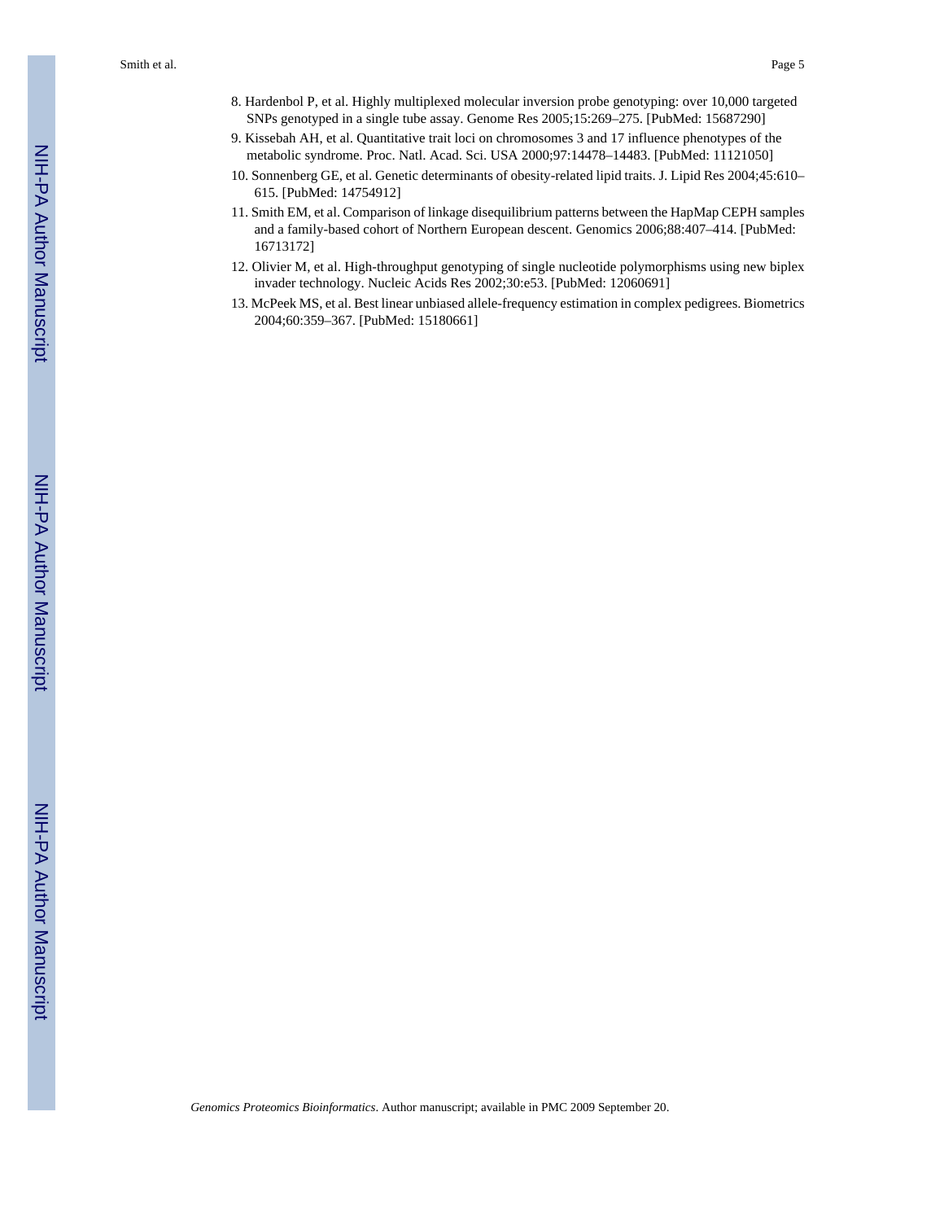8. Hardenbol P, et al. Highly multiplexed molecular inversion probe genotyping: over 10,000 targeted SNPs genotyped in a single tube assay. Genome Res 2005;15:269–275. [PubMed: 15687290]
9. Kissebah AH, et al. Quantitative trait loci on chromosomes 3 and 17 influence phenotypes of the metabolic syndrome. Proc. Natl. Acad. Sci. USA 2000;97:14478–14483. [PubMed: 11121050]
10. Sonnenberg GE, et al. Genetic determinants of obesity-related lipid traits. J. Lipid Res 2004;45:610–615. [PubMed: 14754912]
11. Smith EM, et al. Comparison of linkage disequilibrium patterns between the HapMap CEPH samples and a family-based cohort of Northern European descent. Genomics 2006;88:407–414. [PubMed: 16713172]
12. Olivier M, et al. High-throughput genotyping of single nucleotide polymorphisms using new biplex invader technology. Nucleic Acids Res 2002;30:e53. [PubMed: 12060691]
13. McPeek MS, et al. Best linear unbiased allele-frequency estimation in complex pedigrees. Biometrics 2004;60:359–367. [PubMed: 15180661]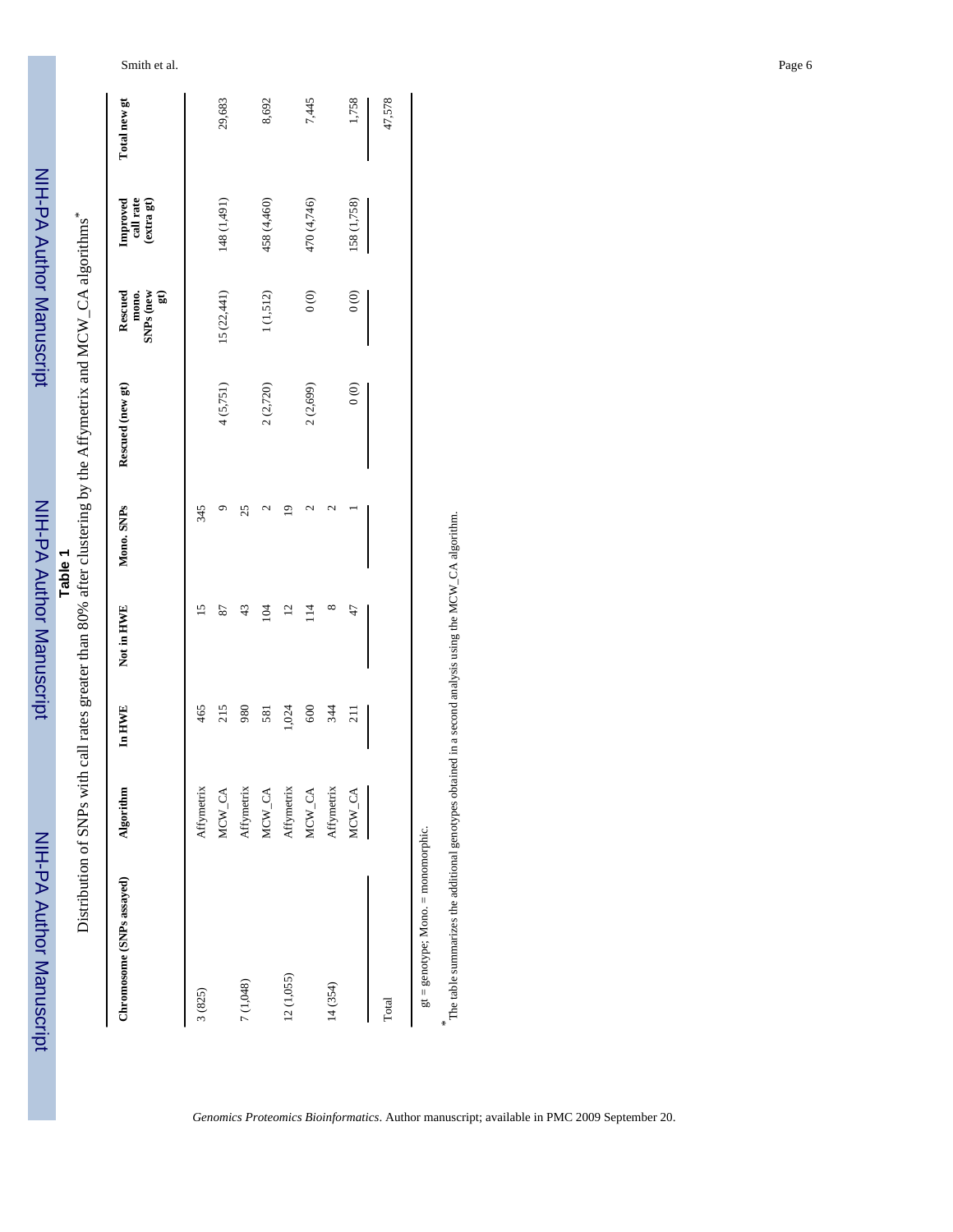**Table 1**

Distribution of SNPs with call rates greater than 80% after clustering by the Affymetrix and MCW_CA algorithms*

| Chromosome (SNPs assayed) | Algorithm | In HWE | Not in HWE | Mono. SNPs | Rescued (new gt) | Rescued mono. SNPs (new gt) | Improved call rate (extra gt) | Total new gt |
|---|---|---|---|---|---|---|---|---|
| 3 (825) | Affymetrix | 465 | 15 | 345 | | | | |
| | MCW_CA | 215 | 87 | 9 | 4 (5,751) | 15 (22,441) | 148 (1,491) | 29,683 |
| 7 (1,048) | Affymetrix | 980 | 43 | 25 | | | | |
| | MCW_CA | 581 | 104 | 2 | 2 (2,720) | 1 (1,512) | 458 (4,460) | 8,692 |
| 12 (1,055) | Affymetrix | 1,024 | 12 | 19 | | | | |
| | MCW_CA | 600 | 114 | 2 | 2 (2,699) | 0 (0) | 470 (4,746) | 7,445 |
| 14 (354) | Affymetrix | 344 | 8 | 2 | | | | |
| | MCW_CA | 211 | 47 | 1 | 0 (0) | 0 (0) | 158 (1,758) | 1,758 |
| Total | | | | | | | | 47,578 |

gt = genotype; Mono. = monomorphic.

*The table summarizes the additional genotypes obtained in a second analysis using the MCW_CA algorithm.